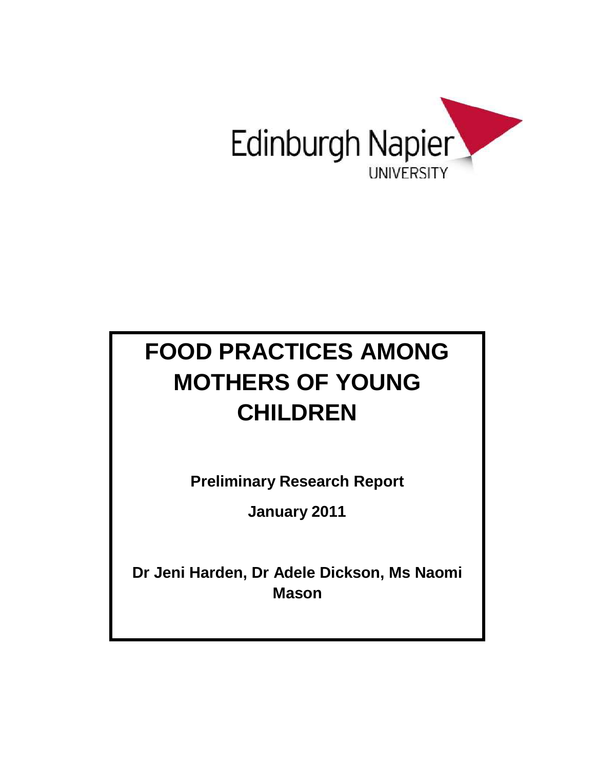Edinburgh Napier
UNIVERSITY

# FOOD PRACTICES AMONG MOTHERS OF YOUNG CHILDREN

**Preliminary Research Report**

**January 2011**

**Dr Jeni Harden, Dr Adele Dickson, Ms Naomi Mason**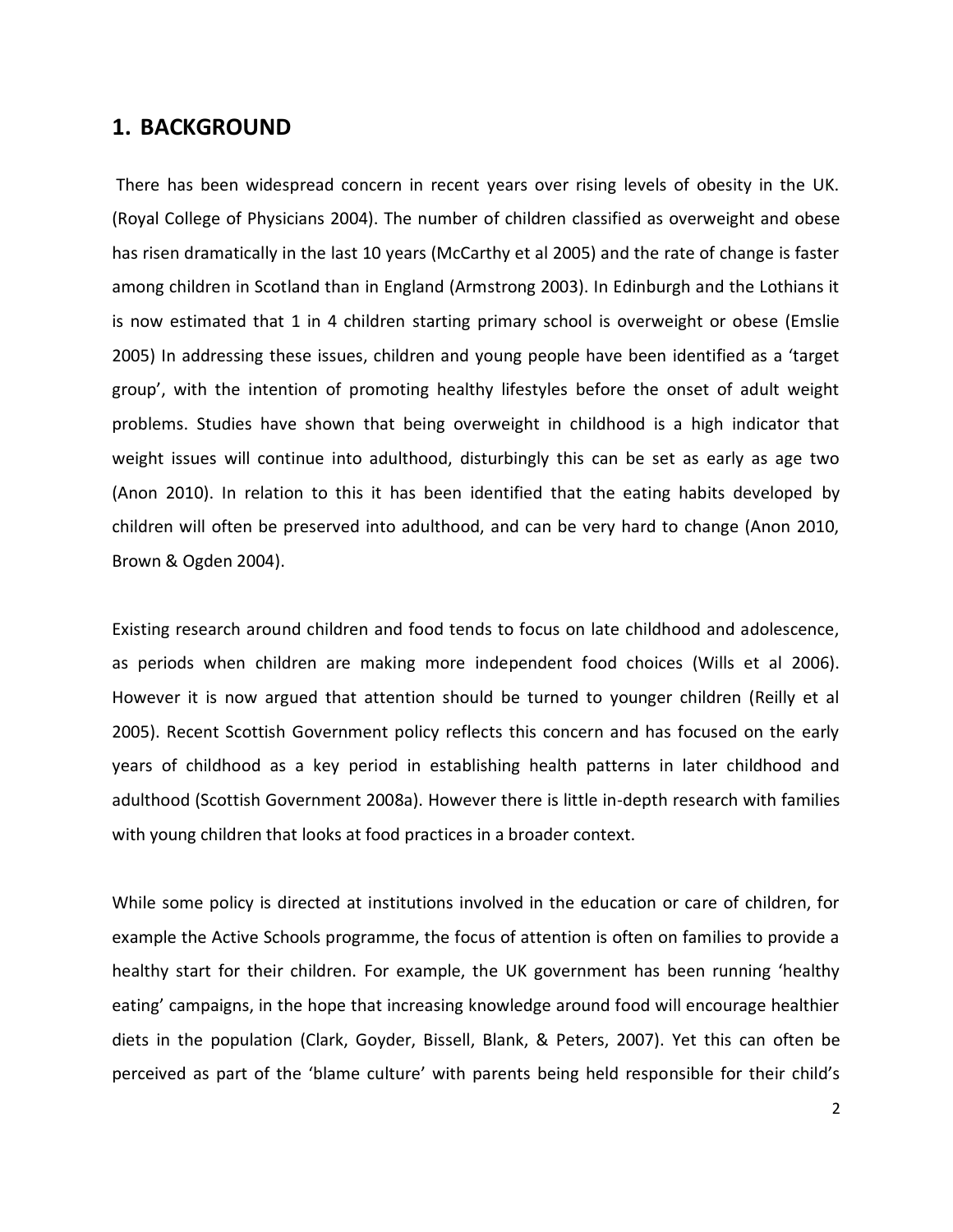## 1. BACKGROUND

There has been widespread concern in recent years over rising levels of obesity in the UK. (Royal College of Physicians 2004). The number of children classified as overweight and obese has risen dramatically in the last 10 years (McCarthy et al 2005) and the rate of change is faster among children in Scotland than in England (Armstrong 2003). In Edinburgh and the Lothians it is now estimated that 1 in 4 children starting primary school is overweight or obese (Emslie 2005) In addressing these issues, children and young people have been identified as a 'target group', with the intention of promoting healthy lifestyles before the onset of adult weight problems. Studies have shown that being overweight in childhood is a high indicator that weight issues will continue into adulthood, disturbingly this can be set as early as age two (Anon 2010). In relation to this it has been identified that the eating habits developed by children will often be preserved into adulthood, and can be very hard to change (Anon 2010, Brown & Ogden 2004).

Existing research around children and food tends to focus on late childhood and adolescence, as periods when children are making more independent food choices (Wills et al 2006). However it is now argued that attention should be turned to younger children (Reilly et al 2005). Recent Scottish Government policy reflects this concern and has focused on the early years of childhood as a key period in establishing health patterns in later childhood and adulthood (Scottish Government 2008a). However there is little in-depth research with families with young children that looks at food practices in a broader context.

While some policy is directed at institutions involved in the education or care of children, for example the Active Schools programme, the focus of attention is often on families to provide a healthy start for their children. For example, the UK government has been running 'healthy eating' campaigns, in the hope that increasing knowledge around food will encourage healthier diets in the population (Clark, Goyder, Bissell, Blank, & Peters, 2007). Yet this can often be perceived as part of the 'blame culture' with parents being held responsible for their child's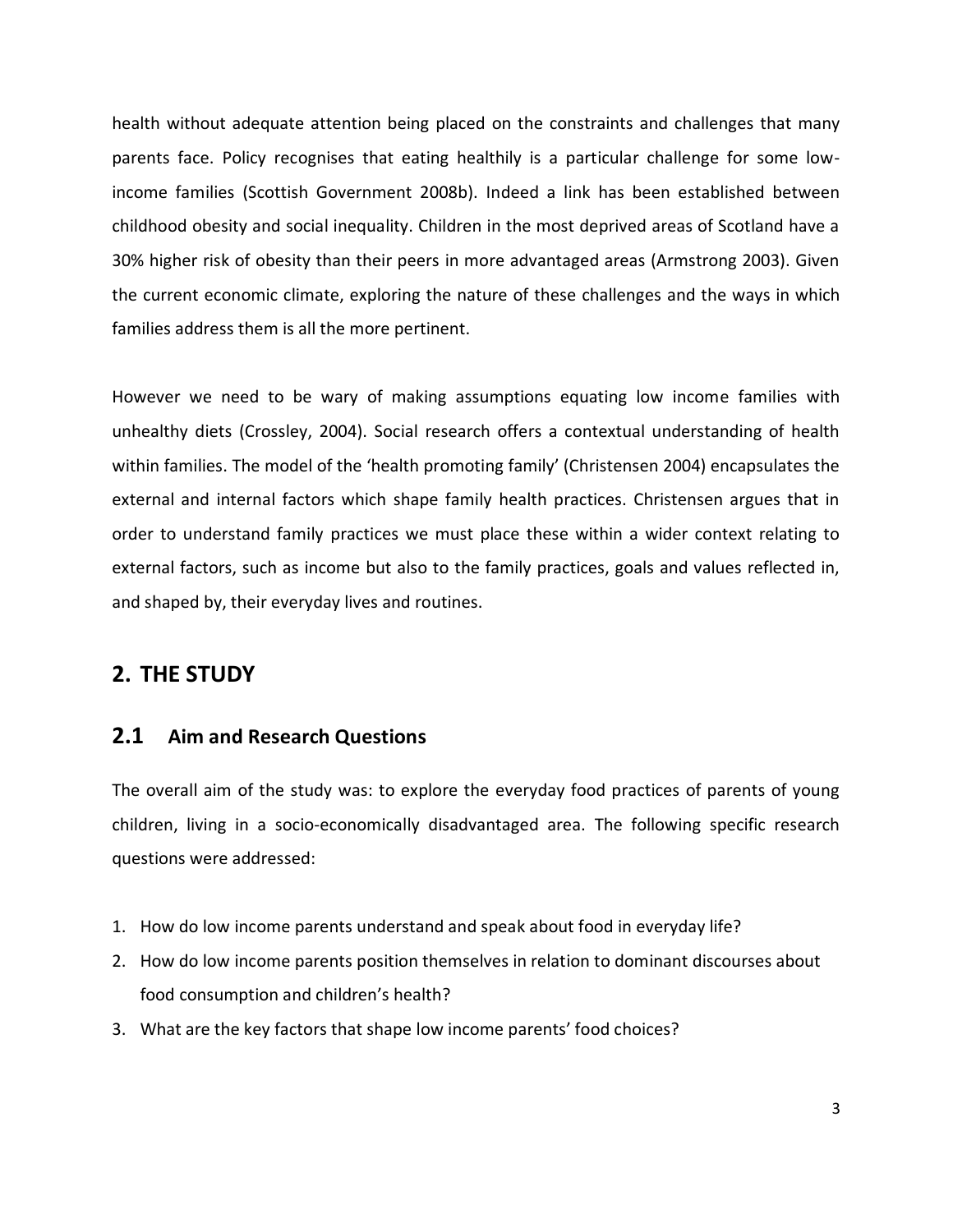health without adequate attention being placed on the constraints and challenges that many parents face. Policy recognises that eating healthily is a particular challenge for some low-income families (Scottish Government 2008b). Indeed a link has been established between childhood obesity and social inequality. Children in the most deprived areas of Scotland have a 30% higher risk of obesity than their peers in more advantaged areas (Armstrong 2003). Given the current economic climate, exploring the nature of these challenges and the ways in which families address them is all the more pertinent.

However we need to be wary of making assumptions equating low income families with unhealthy diets (Crossley, 2004). Social research offers a contextual understanding of health within families. The model of the 'health promoting family' (Christensen 2004) encapsulates the external and internal factors which shape family health practices. Christensen argues that in order to understand family practices we must place these within a wider context relating to external factors, such as income but also to the family practices, goals and values reflected in, and shaped by, their everyday lives and routines.

## 2. THE STUDY

### 2.1 Aim and Research Questions

The overall aim of the study was: to explore the everyday food practices of parents of young children, living in a socio-economically disadvantaged area. The following specific research questions were addressed:

1. How do low income parents understand and speak about food in everyday life?
2. How do low income parents position themselves in relation to dominant discourses about food consumption and children's health?
3. What are the key factors that shape low income parents' food choices?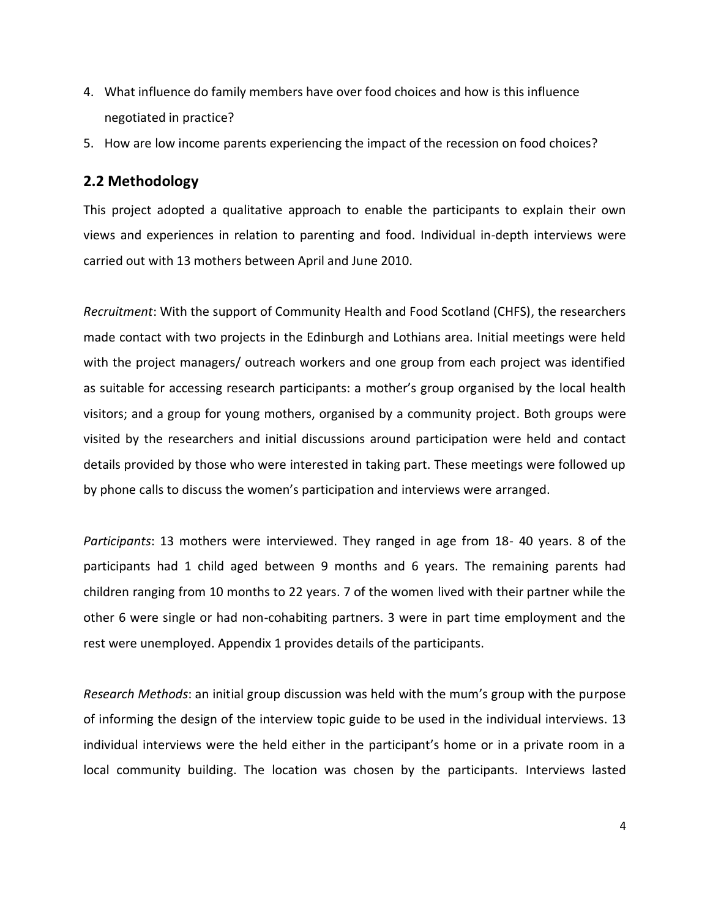4. What influence do family members have over food choices and how is this influence negotiated in practice?
5. How are low income parents experiencing the impact of the recession on food choices?

## 2.2 Methodology

This project adopted a qualitative approach to enable the participants to explain their own views and experiences in relation to parenting and food. Individual in-depth interviews were carried out with 13 mothers between April and June 2010.

*Recruitment*: With the support of Community Health and Food Scotland (CHFS), the researchers made contact with two projects in the Edinburgh and Lothians area. Initial meetings were held with the project managers/ outreach workers and one group from each project was identified as suitable for accessing research participants: a mother's group organised by the local health visitors; and a group for young mothers, organised by a community project. Both groups were visited by the researchers and initial discussions around participation were held and contact details provided by those who were interested in taking part. These meetings were followed up by phone calls to discuss the women's participation and interviews were arranged.

*Participants*: 13 mothers were interviewed. They ranged in age from 18- 40 years. 8 of the participants had 1 child aged between 9 months and 6 years. The remaining parents had children ranging from 10 months to 22 years. 7 of the women lived with their partner while the other 6 were single or had non-cohabiting partners. 3 were in part time employment and the rest were unemployed. Appendix 1 provides details of the participants.

*Research Methods*: an initial group discussion was held with the mum's group with the purpose of informing the design of the interview topic guide to be used in the individual interviews. 13 individual interviews were the held either in the participant's home or in a private room in a local community building. The location was chosen by the participants. Interviews lasted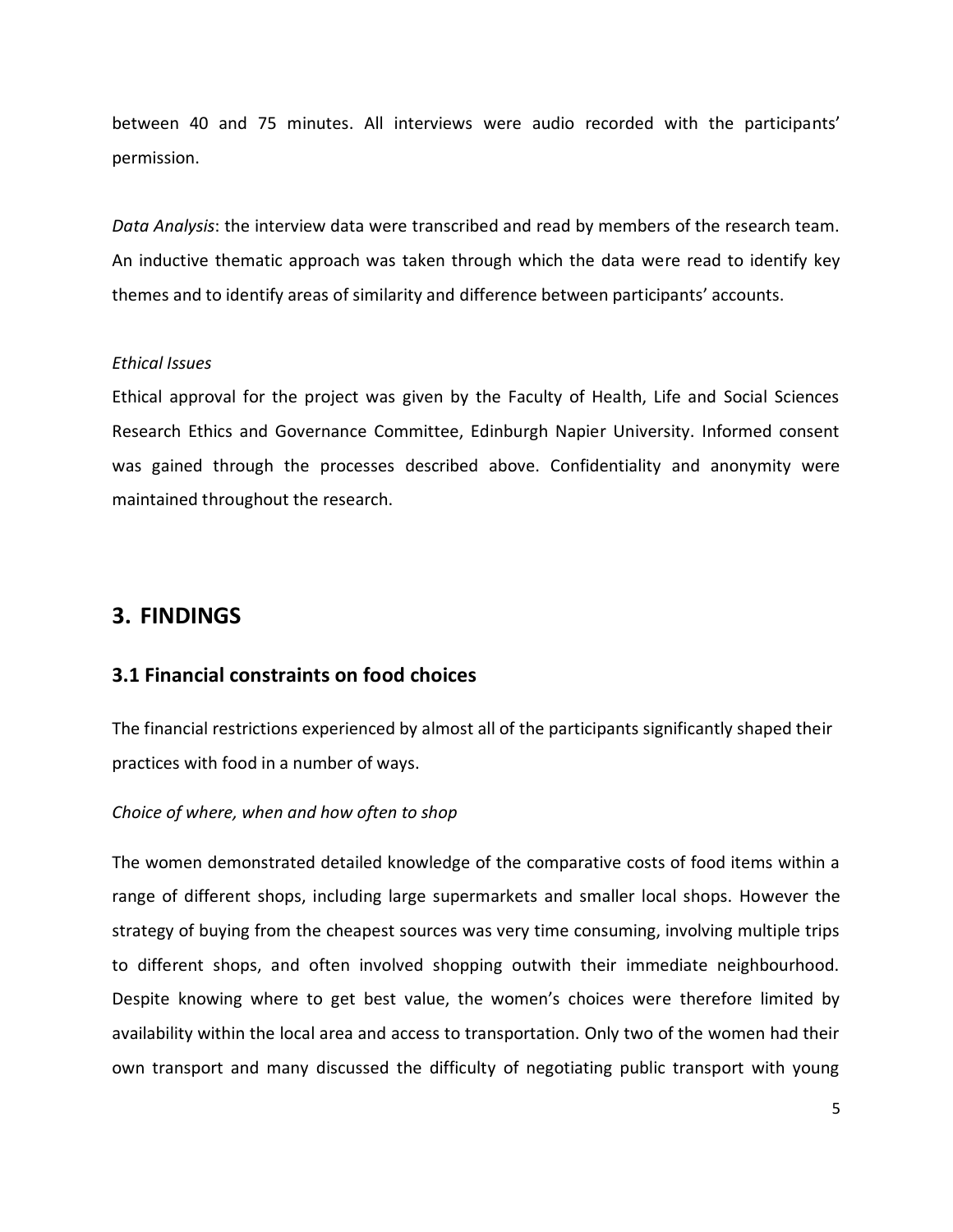between 40 and 75 minutes. All interviews were audio recorded with the participants' permission.

*Data Analysis*: the interview data were transcribed and read by members of the research team. An inductive thematic approach was taken through which the data were read to identify key themes and to identify areas of similarity and difference between participants' accounts.

*Ethical Issues*

Ethical approval for the project was given by the Faculty of Health, Life and Social Sciences Research Ethics and Governance Committee, Edinburgh Napier University. Informed consent was gained through the processes described above. Confidentiality and anonymity were maintained throughout the research.

## 3. FINDINGS

### 3.1 Financial constraints on food choices

The financial restrictions experienced by almost all of the participants significantly shaped their practices with food in a number of ways.

*Choice of where, when and how often to shop*

The women demonstrated detailed knowledge of the comparative costs of food items within a range of different shops, including large supermarkets and smaller local shops. However the strategy of buying from the cheapest sources was very time consuming, involving multiple trips to different shops, and often involved shopping outwith their immediate neighbourhood. Despite knowing where to get best value, the women's choices were therefore limited by availability within the local area and access to transportation. Only two of the women had their own transport and many discussed the difficulty of negotiating public transport with young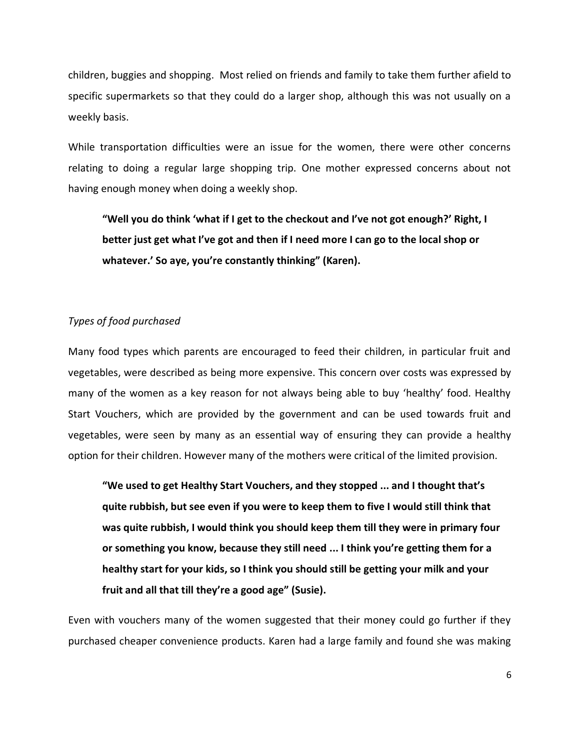children, buggies and shopping. Most relied on friends and family to take them further afield to specific supermarkets so that they could do a larger shop, although this was not usually on a weekly basis.

While transportation difficulties were an issue for the women, there were other concerns relating to doing a regular large shopping trip. One mother expressed concerns about not having enough money when doing a weekly shop.

> **"Well you do think 'what if I get to the checkout and I've not got enough?' Right, I better just get what I've got and then if I need more I can go to the local shop or whatever.' So aye, you're constantly thinking" (Karen).**

*Types of food purchased*

Many food types which parents are encouraged to feed their children, in particular fruit and vegetables, were described as being more expensive. This concern over costs was expressed by many of the women as a key reason for not always being able to buy 'healthy' food. Healthy Start Vouchers, which are provided by the government and can be used towards fruit and vegetables, were seen by many as an essential way of ensuring they can provide a healthy option for their children. However many of the mothers were critical of the limited provision.

> **"We used to get Healthy Start Vouchers, and they stopped ... and I thought that's quite rubbish, but see even if you were to keep them to five I would still think that was quite rubbish, I would think you should keep them till they were in primary four or something you know, because they still need ... I think you're getting them for a healthy start for your kids, so I think you should still be getting your milk and your fruit and all that till they're a good age" (Susie).**

Even with vouchers many of the women suggested that their money could go further if they purchased cheaper convenience products. Karen had a large family and found she was making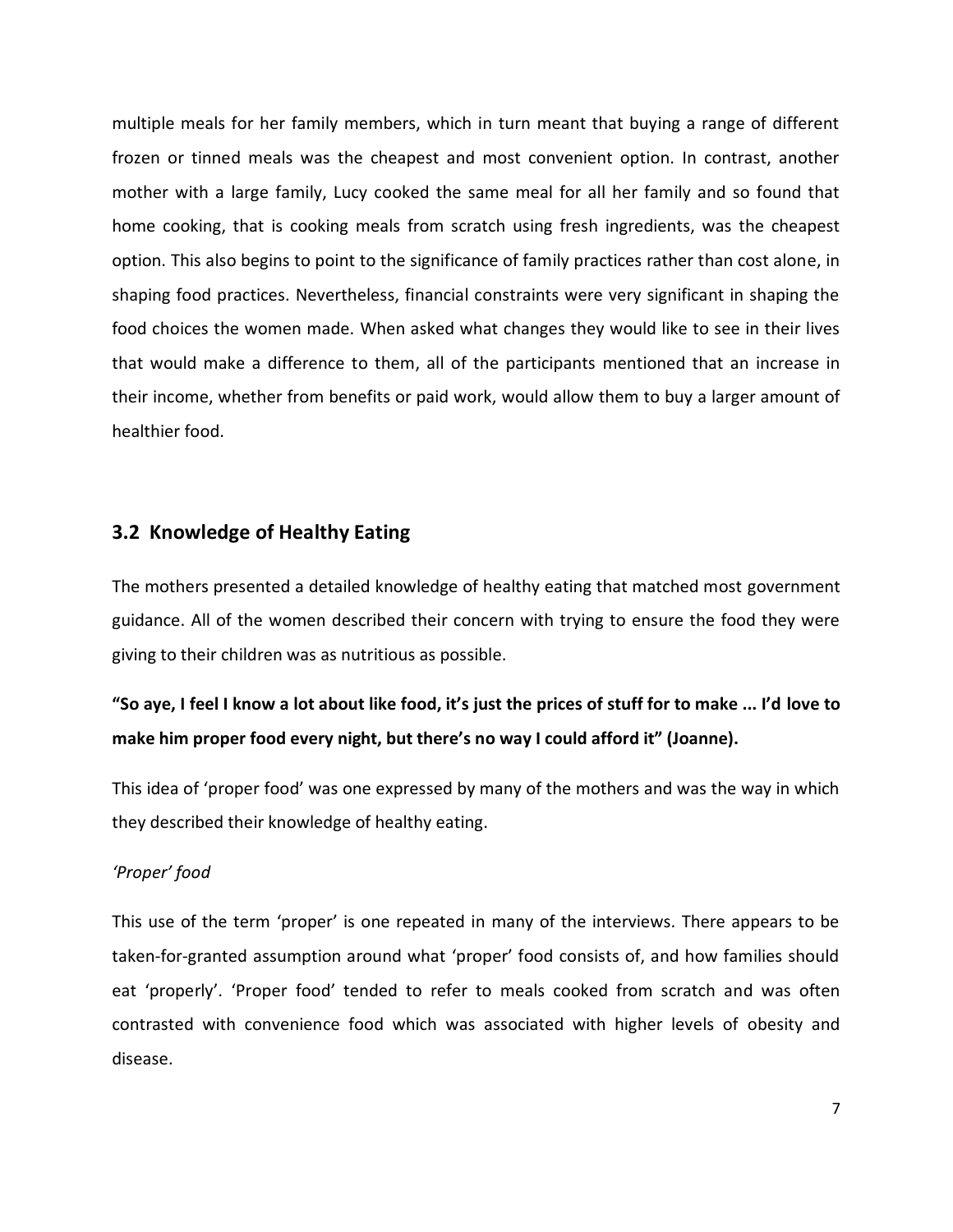multiple meals for her family members, which in turn meant that buying a range of different frozen or tinned meals was the cheapest and most convenient option. In contrast, another mother with a large family, Lucy cooked the same meal for all her family and so found that home cooking, that is cooking meals from scratch using fresh ingredients, was the cheapest option. This also begins to point to the significance of family practices rather than cost alone, in shaping food practices. Nevertheless, financial constraints were very significant in shaping the food choices the women made. When asked what changes they would like to see in their lives that would make a difference to them, all of the participants mentioned that an increase in their income, whether from benefits or paid work, would allow them to buy a larger amount of healthier food.

## 3.2 Knowledge of Healthy Eating

The mothers presented a detailed knowledge of healthy eating that matched most government guidance. All of the women described their concern with trying to ensure the food they were giving to their children was as nutritious as possible.

**"So aye, I feel I know a lot about like food, it's just the prices of stuff for to make ... I'd love to make him proper food every night, but there's no way I could afford it" (Joanne).**

This idea of 'proper food' was one expressed by many of the mothers and was the way in which they described their knowledge of healthy eating.

*'Proper' food*

This use of the term 'proper' is one repeated in many of the interviews. There appears to be taken-for-granted assumption around what 'proper' food consists of, and how families should eat 'properly'. 'Proper food' tended to refer to meals cooked from scratch and was often contrasted with convenience food which was associated with higher levels of obesity and disease.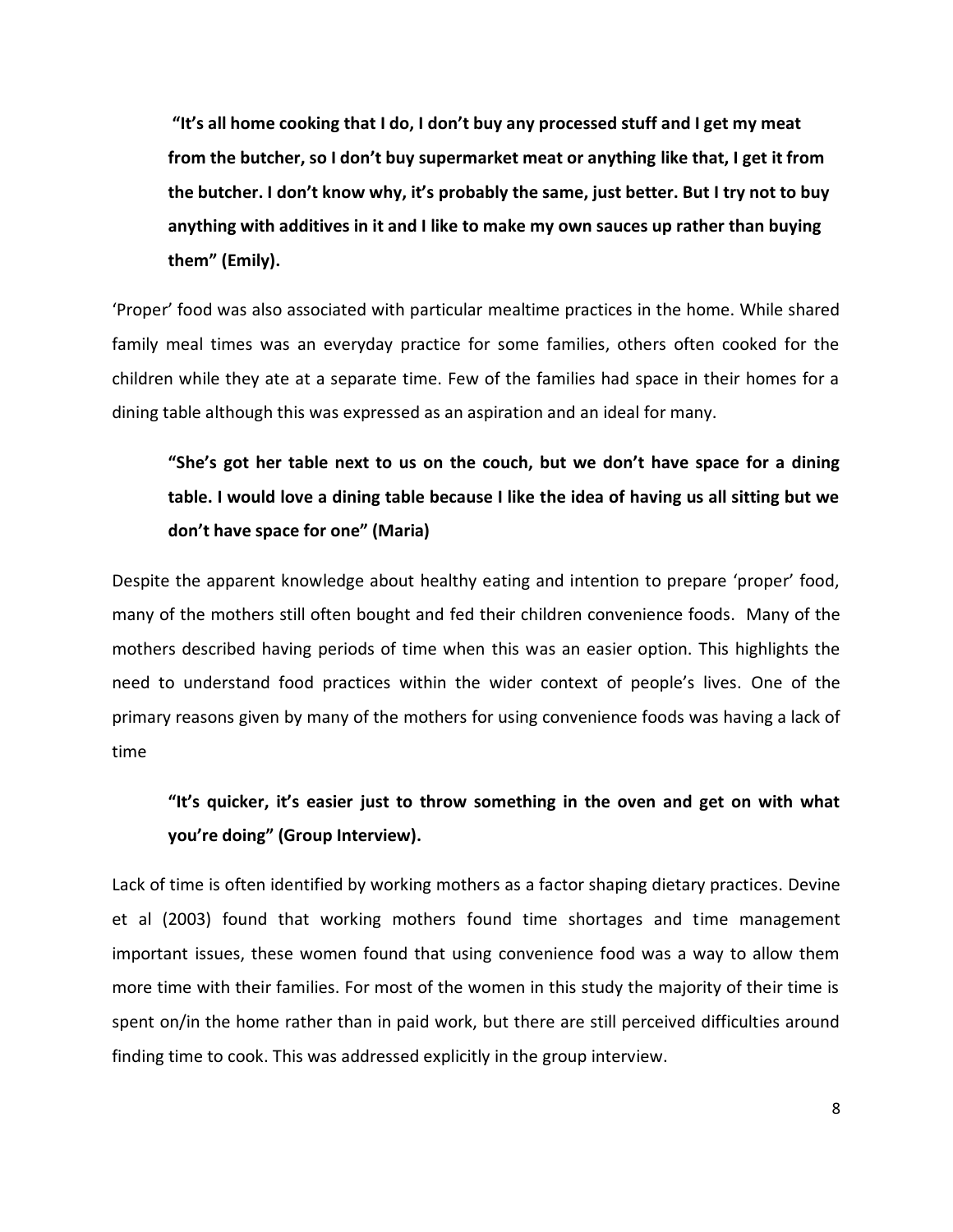> **"It's all home cooking that I do, I don't buy any processed stuff and I get my meat from the butcher, so I don't buy supermarket meat or anything like that, I get it from the butcher. I don't know why, it's probably the same, just better. But I try not to buy anything with additives in it and I like to make my own sauces up rather than buying them" (Emily).**

'Proper' food was also associated with particular mealtime practices in the home. While shared family meal times was an everyday practice for some families, others often cooked for the children while they ate at a separate time. Few of the families had space in their homes for a dining table although this was expressed as an aspiration and an ideal for many.

> **"She's got her table next to us on the couch, but we don't have space for a dining table. I would love a dining table because I like the idea of having us all sitting but we don't have space for one" (Maria)**

Despite the apparent knowledge about healthy eating and intention to prepare 'proper' food, many of the mothers still often bought and fed their children convenience foods. Many of the mothers described having periods of time when this was an easier option. This highlights the need to understand food practices within the wider context of people's lives. One of the primary reasons given by many of the mothers for using convenience foods was having a lack of time

> **"It's quicker, it's easier just to throw something in the oven and get on with what you're doing" (Group Interview).**

Lack of time is often identified by working mothers as a factor shaping dietary practices. Devine et al (2003) found that working mothers found time shortages and time management important issues, these women found that using convenience food was a way to allow them more time with their families. For most of the women in this study the majority of their time is spent on/in the home rather than in paid work, but there are still perceived difficulties around finding time to cook. This was addressed explicitly in the group interview.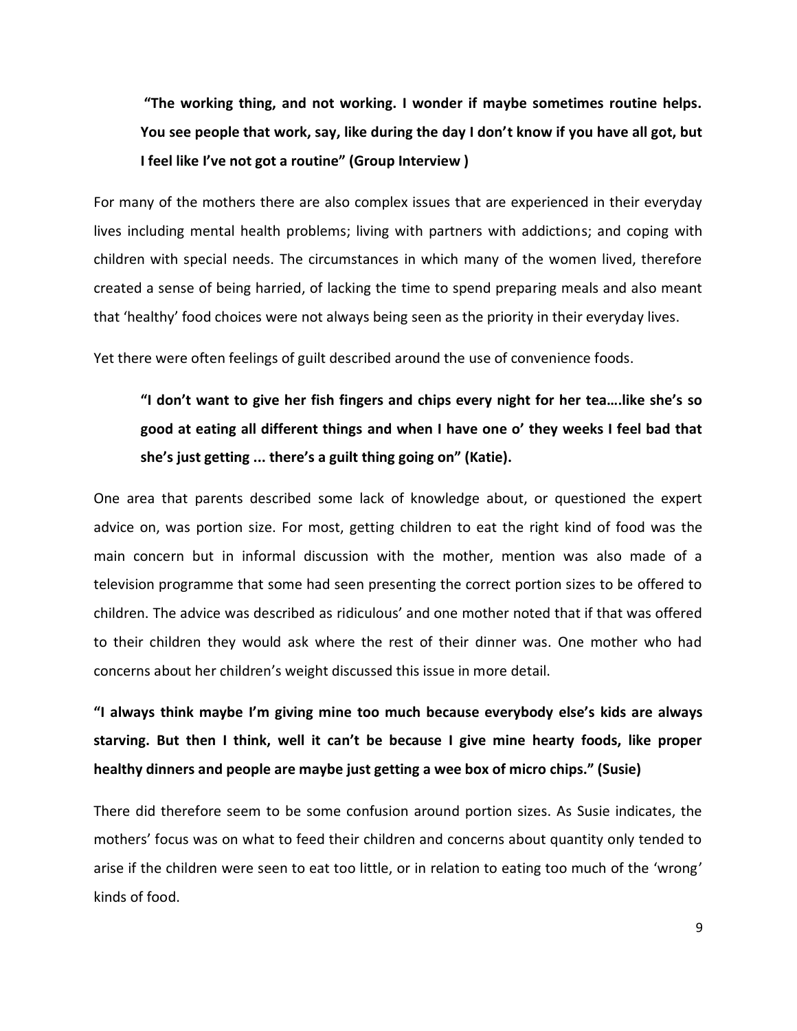> **"The working thing, and not working. I wonder if maybe sometimes routine helps. You see people that work, say, like during the day I don't know if you have all got, but I feel like I've not got a routine" (Group Interview )**

For many of the mothers there are also complex issues that are experienced in their everyday lives including mental health problems; living with partners with addictions; and coping with children with special needs. The circumstances in which many of the women lived, therefore created a sense of being harried, of lacking the time to spend preparing meals and also meant that 'healthy' food choices were not always being seen as the priority in their everyday lives.

Yet there were often feelings of guilt described around the use of convenience foods.

> **"I don't want to give her fish fingers and chips every night for her tea….like she's so good at eating all different things and when I have one o' they weeks I feel bad that she's just getting ... there's a guilt thing going on" (Katie).**

One area that parents described some lack of knowledge about, or questioned the expert advice on, was portion size. For most, getting children to eat the right kind of food was the main concern but in informal discussion with the mother, mention was also made of a television programme that some had seen presenting the correct portion sizes to be offered to children. The advice was described as ridiculous' and one mother noted that if that was offered to their children they would ask where the rest of their dinner was. One mother who had concerns about her children's weight discussed this issue in more detail.

**"I always think maybe I'm giving mine too much because everybody else's kids are always starving. But then I think, well it can't be because I give mine hearty foods, like proper healthy dinners and people are maybe just getting a wee box of micro chips." (Susie)**

There did therefore seem to be some confusion around portion sizes. As Susie indicates, the mothers' focus was on what to feed their children and concerns about quantity only tended to arise if the children were seen to eat too little, or in relation to eating too much of the 'wrong' kinds of food.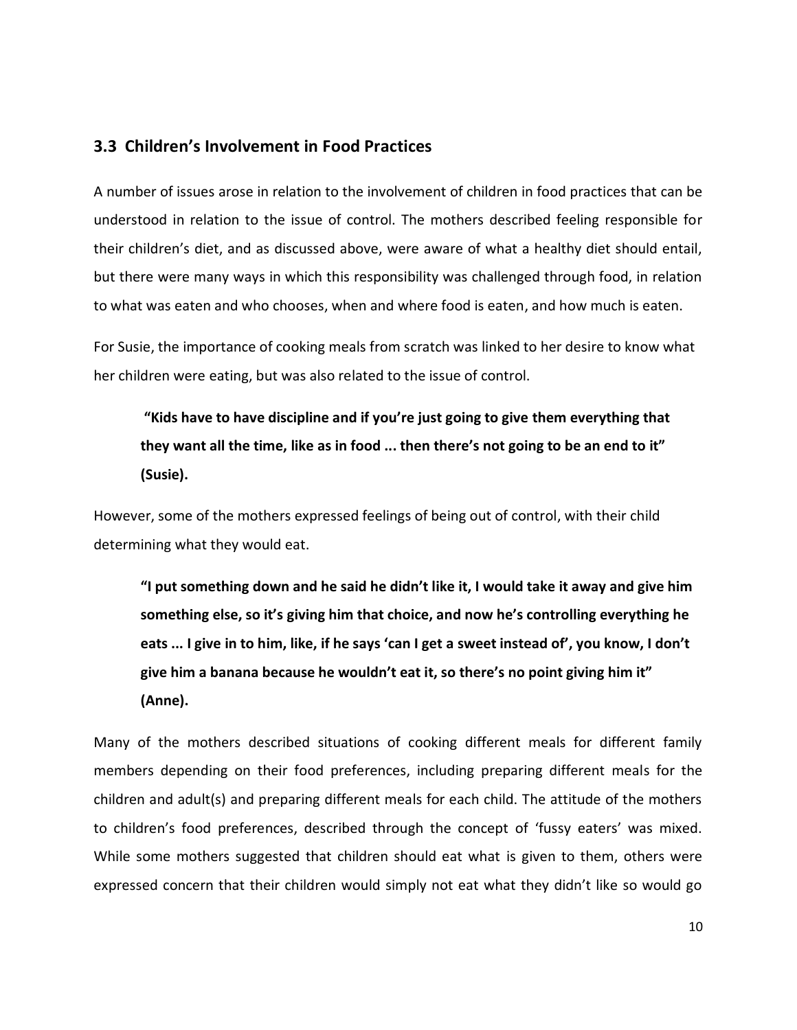### 3.3 Children's Involvement in Food Practices

A number of issues arose in relation to the involvement of children in food practices that can be understood in relation to the issue of control. The mothers described feeling responsible for their children's diet, and as discussed above, were aware of what a healthy diet should entail, but there were many ways in which this responsibility was challenged through food, in relation to what was eaten and who chooses, when and where food is eaten, and how much is eaten.

For Susie, the importance of cooking meals from scratch was linked to her desire to know what her children were eating, but was also related to the issue of control.

> **"Kids have to have discipline and if you're just going to give them everything that they want all the time, like as in food ... then there's not going to be an end to it" (Susie).**

However, some of the mothers expressed feelings of being out of control, with their child determining what they would eat.

> **"I put something down and he said he didn't like it, I would take it away and give him something else, so it's giving him that choice, and now he's controlling everything he eats ... I give in to him, like, if he says 'can I get a sweet instead of', you know, I don't give him a banana because he wouldn't eat it, so there's no point giving him it" (Anne).**

Many of the mothers described situations of cooking different meals for different family members depending on their food preferences, including preparing different meals for the children and adult(s) and preparing different meals for each child. The attitude of the mothers to children's food preferences, described through the concept of 'fussy eaters' was mixed. While some mothers suggested that children should eat what is given to them, others were expressed concern that their children would simply not eat what they didn't like so would go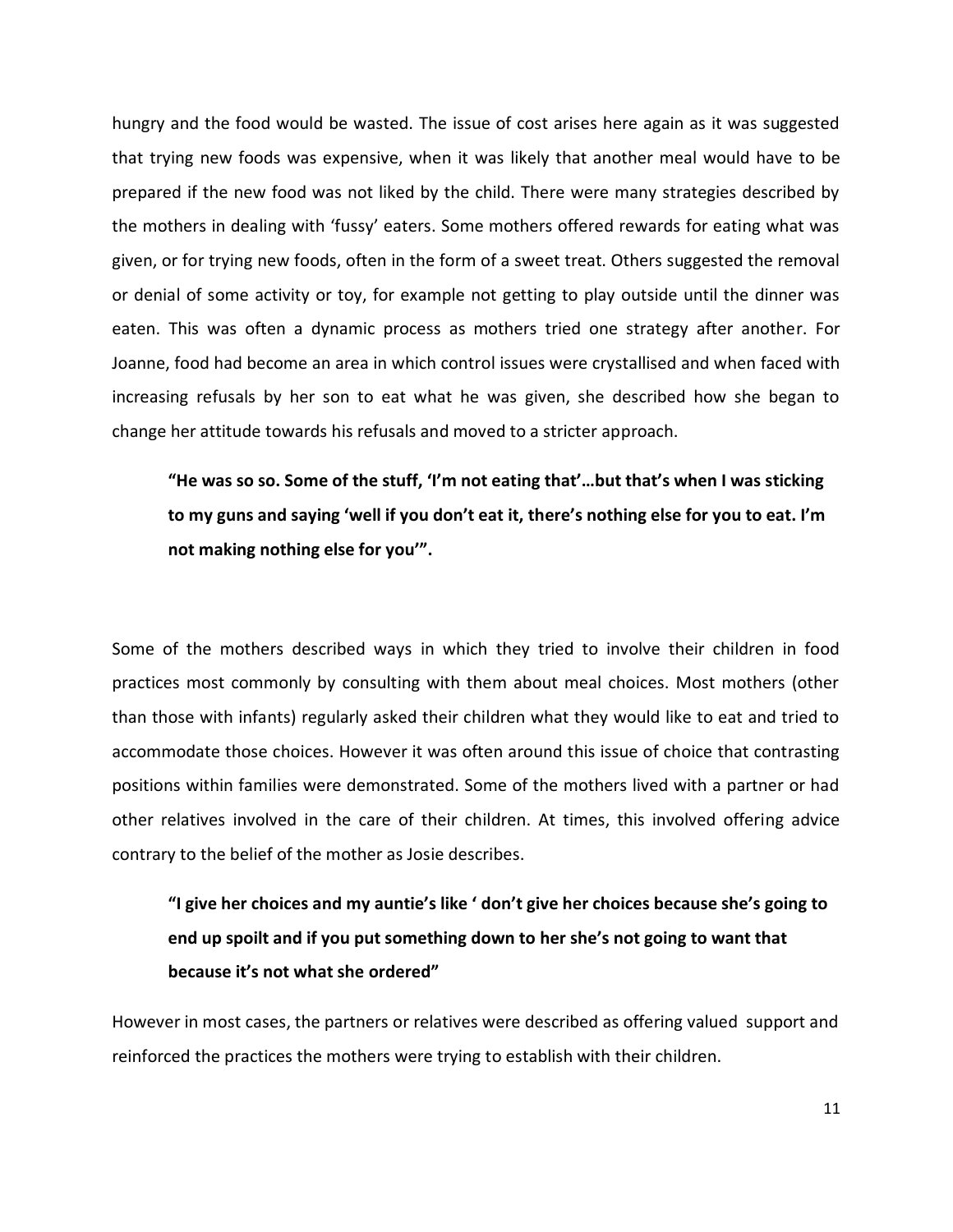hungry and the food would be wasted. The issue of cost arises here again as it was suggested that trying new foods was expensive, when it was likely that another meal would have to be prepared if the new food was not liked by the child. There were many strategies described by the mothers in dealing with 'fussy' eaters. Some mothers offered rewards for eating what was given, or for trying new foods, often in the form of a sweet treat. Others suggested the removal or denial of some activity or toy, for example not getting to play outside until the dinner was eaten. This was often a dynamic process as mothers tried one strategy after another. For Joanne, food had become an area in which control issues were crystallised and when faced with increasing refusals by her son to eat what he was given, she described how she began to change her attitude towards his refusals and moved to a stricter approach.

> **"He was so so. Some of the stuff, 'I'm not eating that'…but that's when I was sticking to my guns and saying 'well if you don't eat it, there's nothing else for you to eat. I'm not making nothing else for you'".**

Some of the mothers described ways in which they tried to involve their children in food practices most commonly by consulting with them about meal choices. Most mothers (other than those with infants) regularly asked their children what they would like to eat and tried to accommodate those choices. However it was often around this issue of choice that contrasting positions within families were demonstrated. Some of the mothers lived with a partner or had other relatives involved in the care of their children. At times, this involved offering advice contrary to the belief of the mother as Josie describes.

> **"I give her choices and my auntie's like ' don't give her choices because she's going to end up spoilt and if you put something down to her she's not going to want that because it's not what she ordered"**

However in most cases, the partners or relatives were described as offering valued support and reinforced the practices the mothers were trying to establish with their children.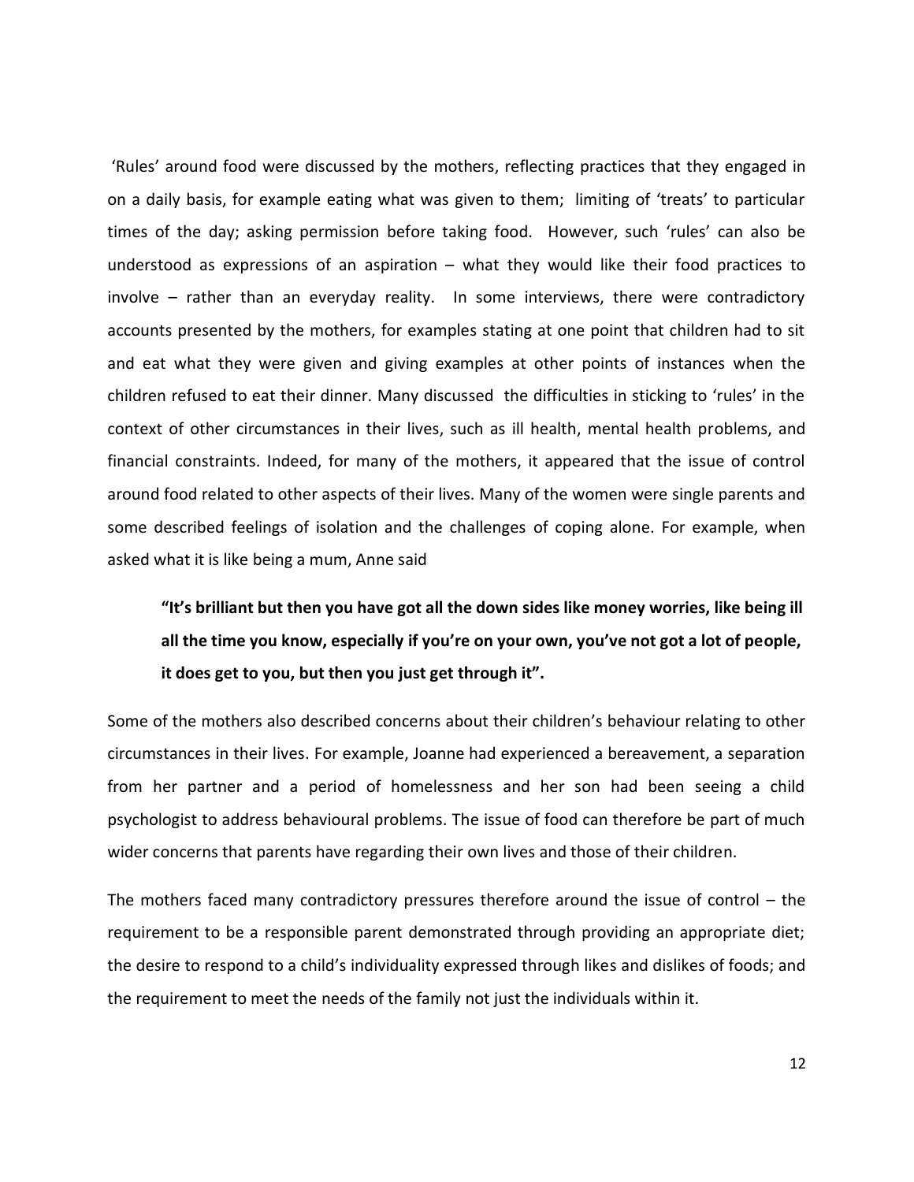'Rules' around food were discussed by the mothers, reflecting practices that they engaged in on a daily basis, for example eating what was given to them; limiting of 'treats' to particular times of the day; asking permission before taking food. However, such 'rules' can also be understood as expressions of an aspiration – what they would like their food practices to involve – rather than an everyday reality. In some interviews, there were contradictory accounts presented by the mothers, for examples stating at one point that children had to sit and eat what they were given and giving examples at other points of instances when the children refused to eat their dinner. Many discussed the difficulties in sticking to 'rules' in the context of other circumstances in their lives, such as ill health, mental health problems, and financial constraints. Indeed, for many of the mothers, it appeared that the issue of control around food related to other aspects of their lives. Many of the women were single parents and some described feelings of isolation and the challenges of coping alone. For example, when asked what it is like being a mum, Anne said

> **"It's brilliant but then you have got all the down sides like money worries, like being ill all the time you know, especially if you're on your own, you've not got a lot of people, it does get to you, but then you just get through it".**

Some of the mothers also described concerns about their children's behaviour relating to other circumstances in their lives. For example, Joanne had experienced a bereavement, a separation from her partner and a period of homelessness and her son had been seeing a child psychologist to address behavioural problems. The issue of food can therefore be part of much wider concerns that parents have regarding their own lives and those of their children.

The mothers faced many contradictory pressures therefore around the issue of control – the requirement to be a responsible parent demonstrated through providing an appropriate diet; the desire to respond to a child's individuality expressed through likes and dislikes of foods; and the requirement to meet the needs of the family not just the individuals within it.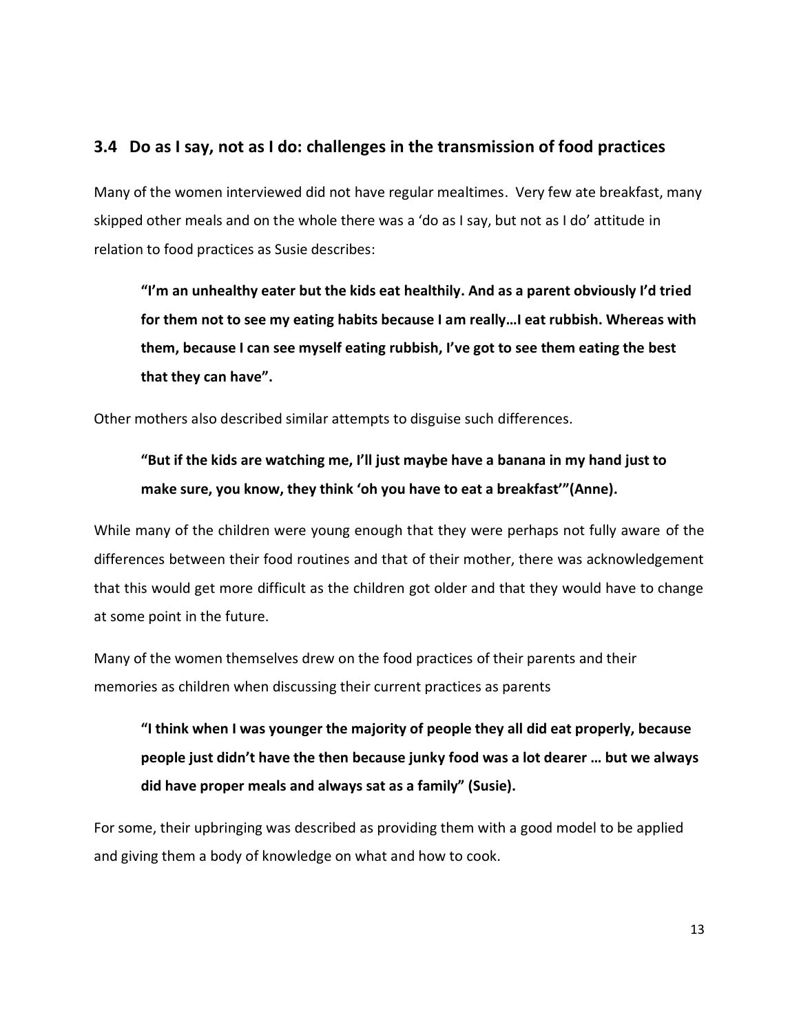## 3.4 Do as I say, not as I do: challenges in the transmission of food practices

Many of the women interviewed did not have regular mealtimes. Very few ate breakfast, many skipped other meals and on the whole there was a 'do as I say, but not as I do' attitude in relation to food practices as Susie describes:

> **"I'm an unhealthy eater but the kids eat healthily. And as a parent obviously I'd tried for them not to see my eating habits because I am really…I eat rubbish. Whereas with them, because I can see myself eating rubbish, I've got to see them eating the best that they can have".**

Other mothers also described similar attempts to disguise such differences.

> **"But if the kids are watching me, I'll just maybe have a banana in my hand just to make sure, you know, they think 'oh you have to eat a breakfast'"(Anne).**

While many of the children were young enough that they were perhaps not fully aware of the differences between their food routines and that of their mother, there was acknowledgement that this would get more difficult as the children got older and that they would have to change at some point in the future.

Many of the women themselves drew on the food practices of their parents and their memories as children when discussing their current practices as parents

> **"I think when I was younger the majority of people they all did eat properly, because people just didn't have the then because junky food was a lot dearer … but we always did have proper meals and always sat as a family" (Susie).**

For some, their upbringing was described as providing them with a good model to be applied and giving them a body of knowledge on what and how to cook.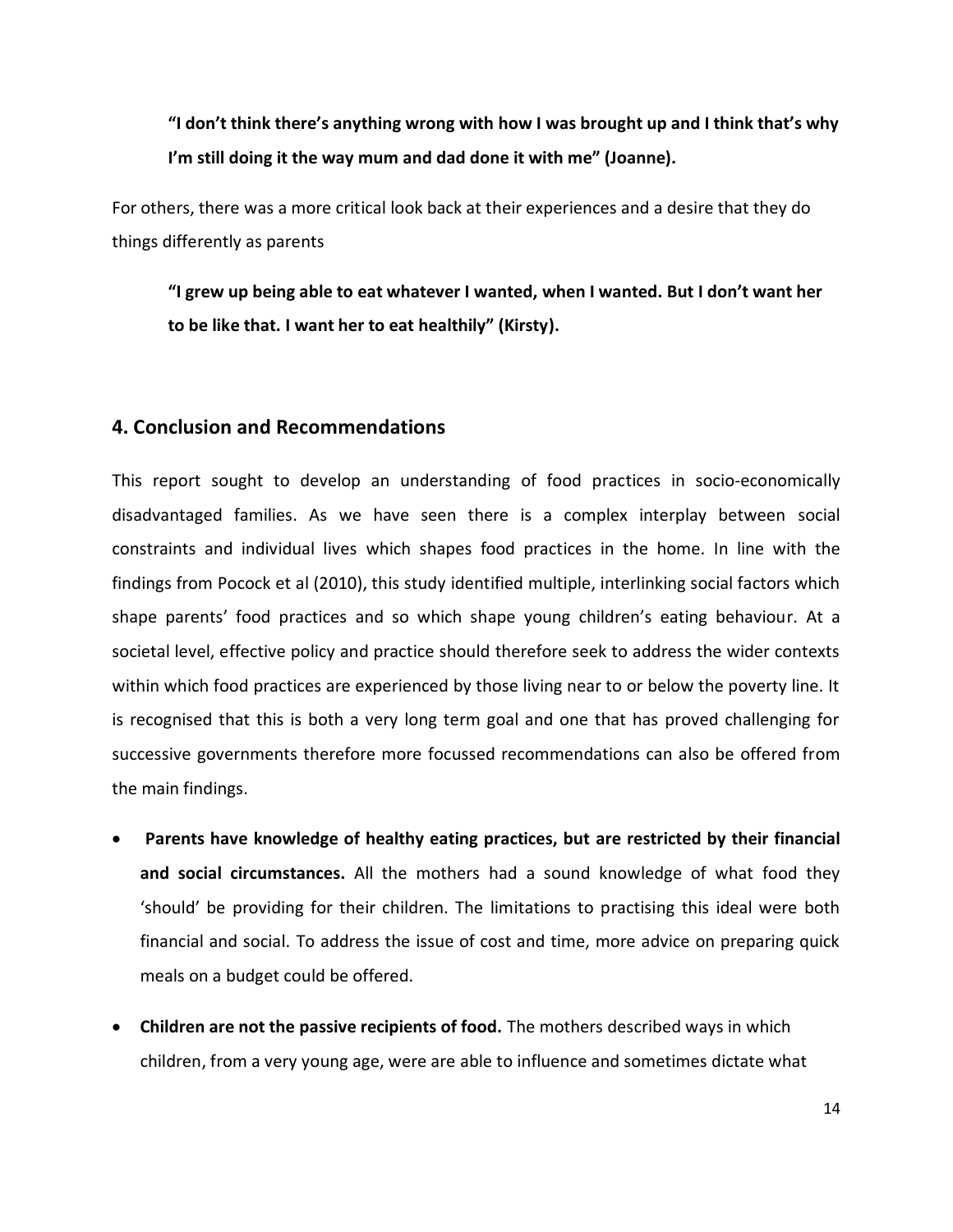**"I don't think there's anything wrong with how I was brought up and I think that's why I'm still doing it the way mum and dad done it with me" (Joanne).**

For others, there was a more critical look back at their experiences and a desire that they do things differently as parents

**"I grew up being able to eat whatever I wanted, when I wanted. But I don't want her to be like that. I want her to eat healthily" (Kirsty).**

## 4. Conclusion and Recommendations

This report sought to develop an understanding of food practices in socio-economically disadvantaged families. As we have seen there is a complex interplay between social constraints and individual lives which shapes food practices in the home. In line with the findings from Pocock et al (2010), this study identified multiple, interlinking social factors which shape parents' food practices and so which shape young children's eating behaviour. At a societal level, effective policy and practice should therefore seek to address the wider contexts within which food practices are experienced by those living near to or below the poverty line. It is recognised that this is both a very long term goal and one that has proved challenging for successive governments therefore more focussed recommendations can also be offered from the main findings.

- **Parents have knowledge of healthy eating practices, but are restricted by their financial and social circumstances.** All the mothers had a sound knowledge of what food they 'should' be providing for their children. The limitations to practising this ideal were both financial and social. To address the issue of cost and time, more advice on preparing quick meals on a budget could be offered.

- **Children are not the passive recipients of food.** The mothers described ways in which children, from a very young age, were are able to influence and sometimes dictate what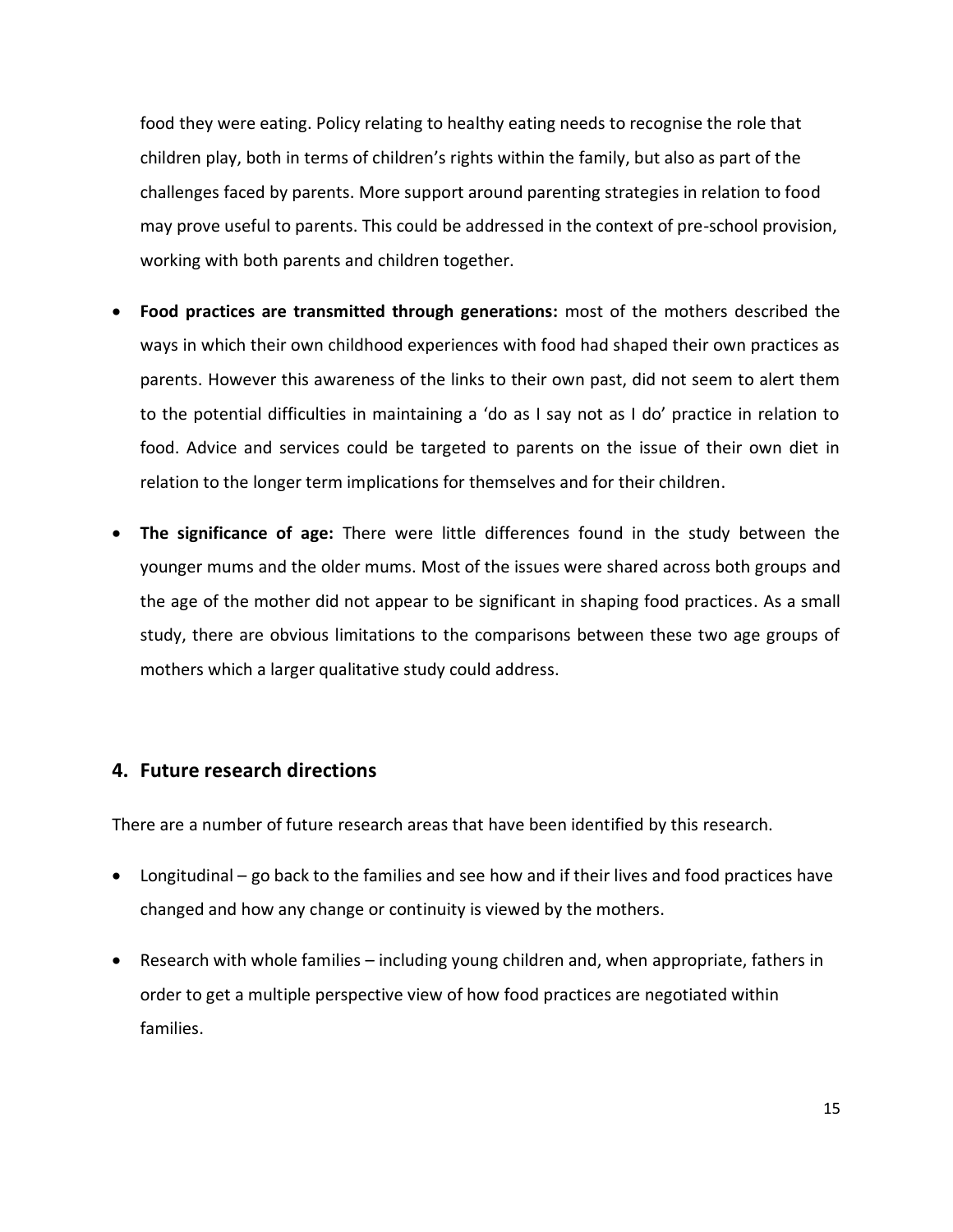food they were eating. Policy relating to healthy eating needs to recognise the role that children play, both in terms of children's rights within the family, but also as part of the challenges faced by parents. More support around parenting strategies in relation to food may prove useful to parents. This could be addressed in the context of pre-school provision, working with both parents and children together.

- **Food practices are transmitted through generations:** most of the mothers described the ways in which their own childhood experiences with food had shaped their own practices as parents. However this awareness of the links to their own past, did not seem to alert them to the potential difficulties in maintaining a 'do as I say not as I do' practice in relation to food. Advice and services could be targeted to parents on the issue of their own diet in relation to the longer term implications for themselves and for their children.
- **The significance of age:** There were little differences found in the study between the younger mums and the older mums. Most of the issues were shared across both groups and the age of the mother did not appear to be significant in shaping food practices. As a small study, there are obvious limitations to the comparisons between these two age groups of mothers which a larger qualitative study could address.

## 4. Future research directions

There are a number of future research areas that have been identified by this research.

- Longitudinal – go back to the families and see how and if their lives and food practices have changed and how any change or continuity is viewed by the mothers.
- Research with whole families – including young children and, when appropriate, fathers in order to get a multiple perspective view of how food practices are negotiated within families.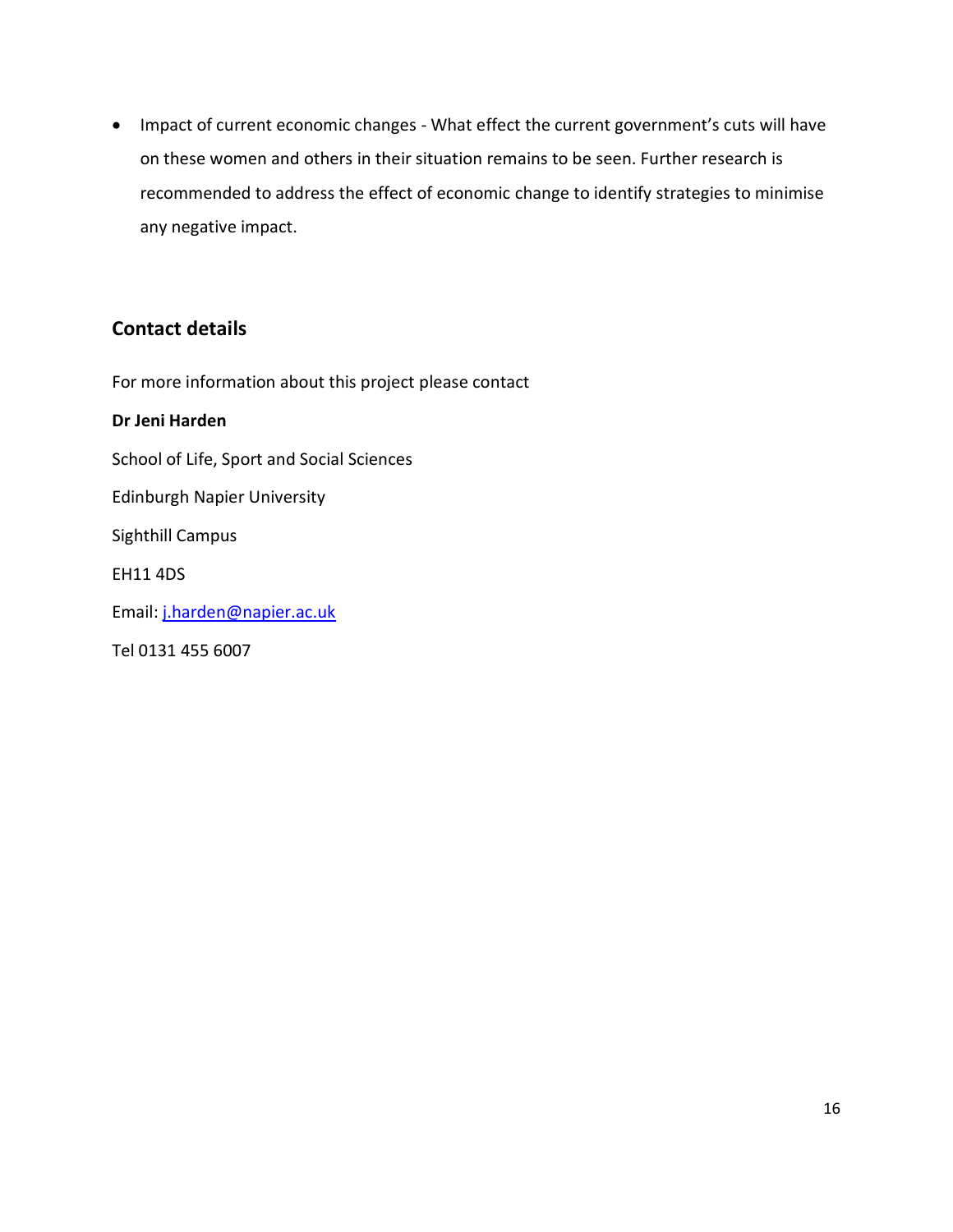- Impact of current economic changes - What effect the current government's cuts will have on these women and others in their situation remains to be seen. Further research is recommended to address the effect of economic change to identify strategies to minimise any negative impact.

## Contact details

For more information about this project please contact

**Dr Jeni Harden**

School of Life, Sport and Social Sciences

Edinburgh Napier University

Sighthill Campus

EH11 4DS

Email: j.harden@napier.ac.uk

Tel 0131 455 6007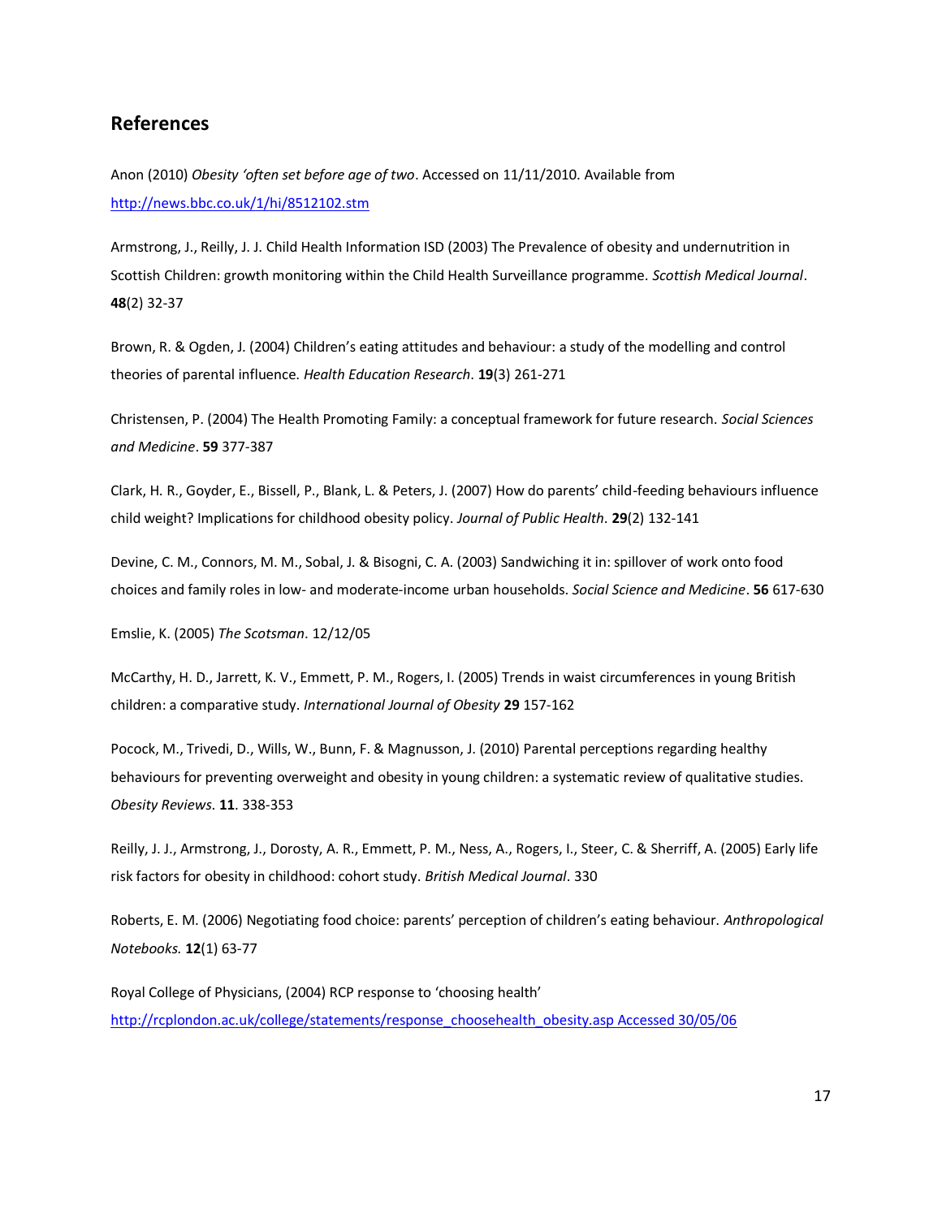## References

Anon (2010) *Obesity 'often set before age of two*. Accessed on 11/11/2010. Available from http://news.bbc.co.uk/1/hi/8512102.stm

Armstrong, J., Reilly, J. J. Child Health Information ISD (2003) The Prevalence of obesity and undernutrition in Scottish Children: growth monitoring within the Child Health Surveillance programme. *Scottish Medical Journal*. **48**(2) 32-37

Brown, R. & Ogden, J. (2004) Children's eating attitudes and behaviour: a study of the modelling and control theories of parental influence. *Health Education Research*. **19**(3) 261-271

Christensen, P. (2004) The Health Promoting Family: a conceptual framework for future research. *Social Sciences and Medicine*. **59** 377-387

Clark, H. R., Goyder, E., Bissell, P., Blank, L. & Peters, J. (2007) How do parents' child-feeding behaviours influence child weight? Implications for childhood obesity policy. *Journal of Public Health*. **29**(2) 132-141

Devine, C. M., Connors, M. M., Sobal, J. & Bisogni, C. A. (2003) Sandwiching it in: spillover of work onto food choices and family roles in low- and moderate-income urban households. *Social Science and Medicine*. **56** 617-630

Emslie, K. (2005) *The Scotsman*. 12/12/05

McCarthy, H. D., Jarrett, K. V., Emmett, P. M., Rogers, I. (2005) Trends in waist circumferences in young British children: a comparative study. *International Journal of Obesity* **29** 157-162

Pocock, M., Trivedi, D., Wills, W., Bunn, F. & Magnusson, J. (2010) Parental perceptions regarding healthy behaviours for preventing overweight and obesity in young children: a systematic review of qualitative studies. *Obesity Reviews*. **11**. 338-353

Reilly, J. J., Armstrong, J., Dorosty, A. R., Emmett, P. M., Ness, A., Rogers, I., Steer, C. & Sherriff, A. (2005) Early life risk factors for obesity in childhood: cohort study. *British Medical Journal*. 330

Roberts, E. M. (2006) Negotiating food choice: parents' perception of children's eating behaviour. *Anthropological Notebooks*. **12**(1) 63-77

Royal College of Physicians, (2004) RCP response to 'choosing health' http://rcplondon.ac.uk/college/statements/response_choosehealth_obesity.asp Accessed 30/05/06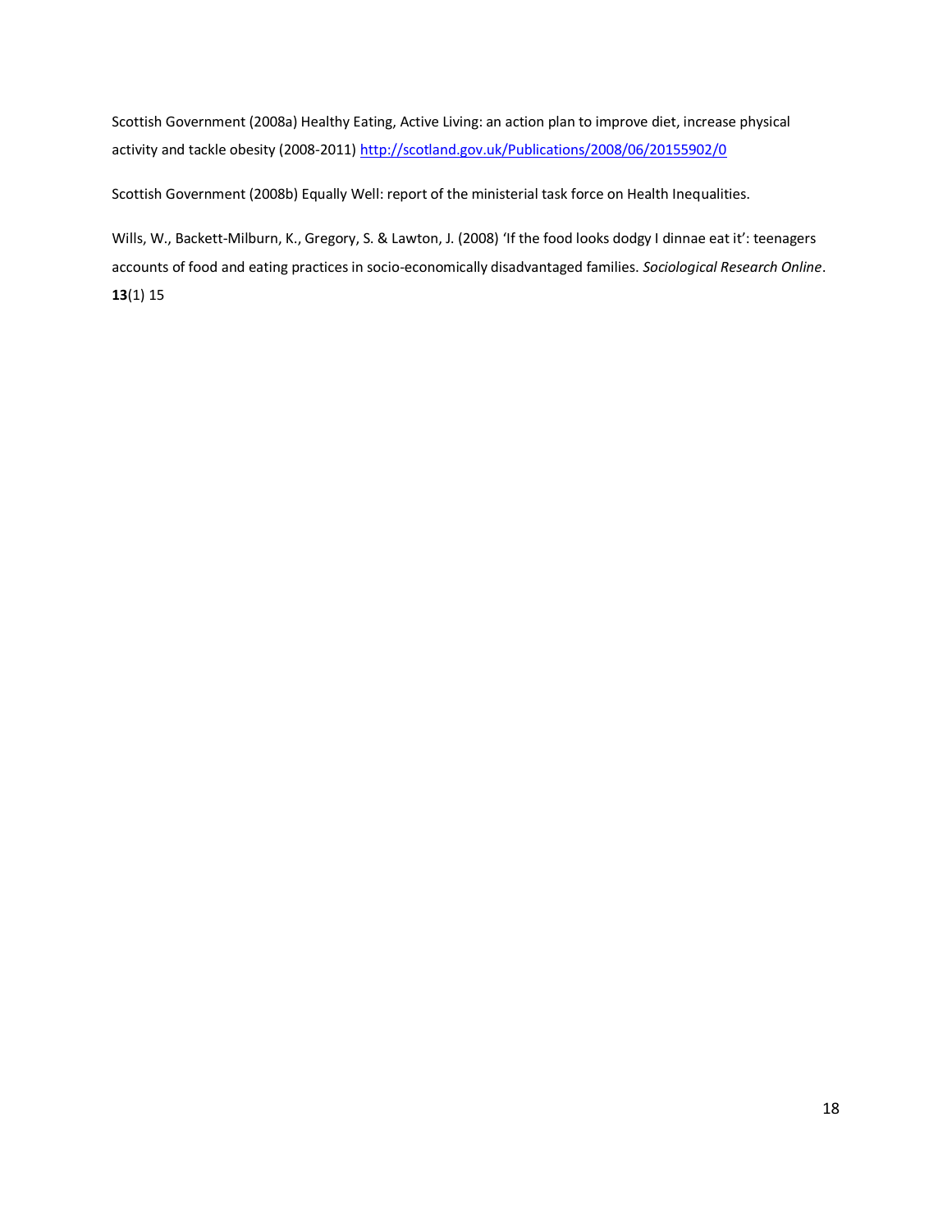Scottish Government (2008a) Healthy Eating, Active Living: an action plan to improve diet, increase physical activity and tackle obesity (2008-2011) http://scotland.gov.uk/Publications/2008/06/20155902/0

Scottish Government (2008b) Equally Well: report of the ministerial task force on Health Inequalities.

Wills, W., Backett-Milburn, K., Gregory, S. & Lawton, J. (2008) 'If the food looks dodgy I dinnae eat it': teenagers accounts of food and eating practices in socio-economically disadvantaged families. *Sociological Research Online*. **13**(1) 15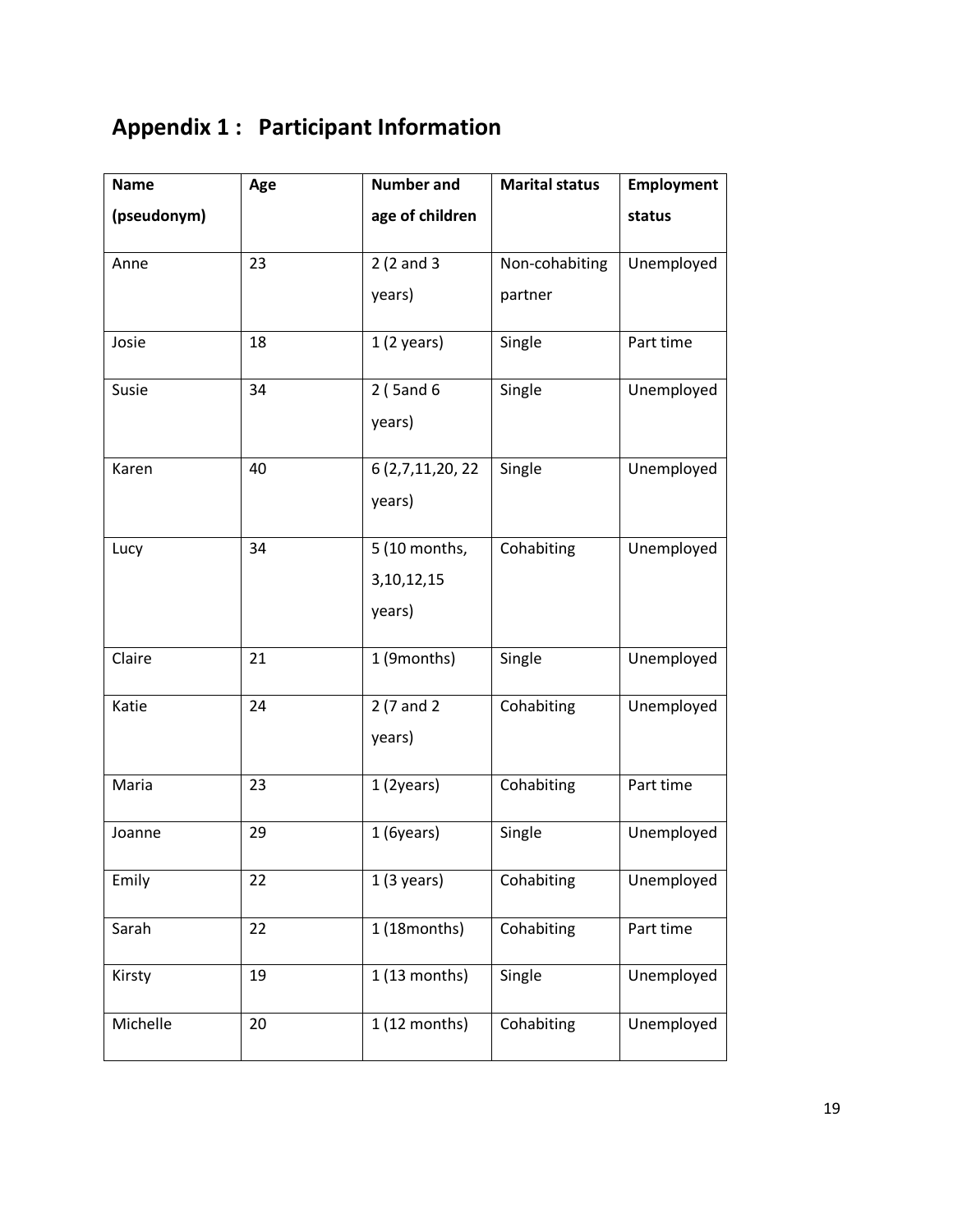# Appendix 1 : Participant Information

| Name (pseudonym) | Age | Number and age of children | Marital status | Employment status |
|---|---|---|---|---|
| Anne | 23 | 2 (2 and 3 years) | Non-cohabiting partner | Unemployed |
| Josie | 18 | 1 (2 years) | Single | Part time |
| Susie | 34 | 2 ( 5and 6 years) | Single | Unemployed |
| Karen | 40 | 6 (2,7,11,20, 22 years) | Single | Unemployed |
| Lucy | 34 | 5 (10 months, 3,10,12,15 years) | Cohabiting | Unemployed |
| Claire | 21 | 1 (9months) | Single | Unemployed |
| Katie | 24 | 2 (7 and 2 years) | Cohabiting | Unemployed |
| Maria | 23 | 1 (2years) | Cohabiting | Part time |
| Joanne | 29 | 1 (6years) | Single | Unemployed |
| Emily | 22 | 1 (3 years) | Cohabiting | Unemployed |
| Sarah | 22 | 1 (18months) | Cohabiting | Part time |
| Kirsty | 19 | 1 (13 months) | Single | Unemployed |
| Michelle | 20 | 1 (12 months) | Cohabiting | Unemployed |